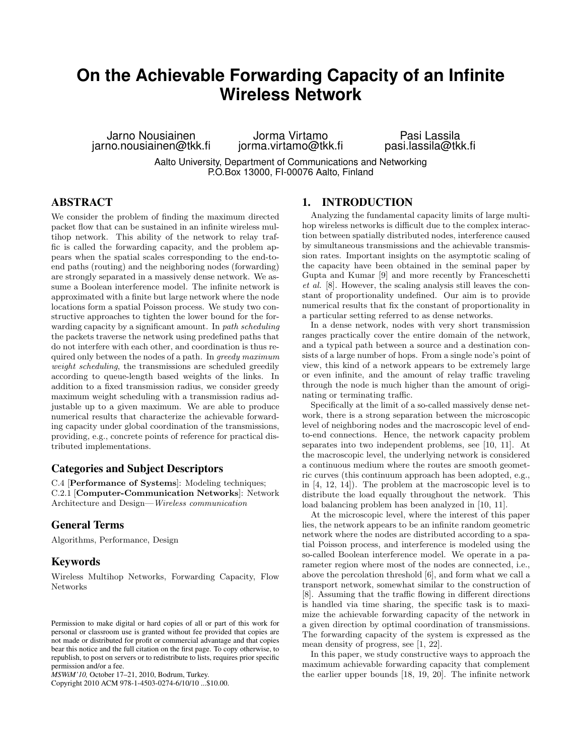# On the Achievable Forwarding Capacity of an Infinite Wireless Network

Jarno Nousiainen
jarno.nousiainen@tkk.fi

Jorma Virtamo
jorma.virtamo@tkk.fi

Pasi Lassila
pasi.lassila@tkk.fi

Aalto University, Department of Communications and Networking
P.O.Box 13000, FI-00076 Aalto, Finland

## ABSTRACT

We consider the problem of finding the maximum directed packet flow that can be sustained in an infinite wireless multihop network. This ability of the network to relay traffic is called the forwarding capacity, and the problem appears when the spatial scales corresponding to the end-to-end paths (routing) and the neighboring nodes (forwarding) are strongly separated in a massively dense network. We assume a Boolean interference model. The infinite network is approximated with a finite but large network where the node locations form a spatial Poisson process. We study two constructive approaches to tighten the lower bound for the forwarding capacity by a significant amount. In *path scheduling* the packets traverse the network using predefined paths that do not interfere with each other, and coordination is thus required only between the nodes of a path. In *greedy maximum weight scheduling*, the transmissions are scheduled greedily according to queue-length based weights of the links. In addition to a fixed transmission radius, we consider greedy maximum weight scheduling with a transmission radius adjustable up to a given maximum. We are able to produce numerical results that characterize the achievable forwarding capacity under global coordination of the transmissions, providing, e.g., concrete points of reference for practical distributed implementations.

### Categories and Subject Descriptors

C.4 [**Performance of Systems**]: Modeling techniques; C.2.1 [**Computer-Communication Networks**]: Network Architecture and Design—*Wireless communication*

### General Terms

Algorithms, Performance, Design

### Keywords

Wireless Multihop Networks, Forwarding Capacity, Flow Networks

Permission to make digital or hard copies of all or part of this work for personal or classroom use is granted without fee provided that copies are not made or distributed for profit or commercial advantage and that copies bear this notice and the full citation on the first page. To copy otherwise, to republish, to post on servers or to redistribute to lists, requires prior specific permission and/or a fee.
*MSWiM'10,* October 17–21, 2010, Bodrum, Turkey.
Copyright 2010 ACM 978-1-4503-0274-6/10/10 ...$10.00.

## 1. INTRODUCTION

Analyzing the fundamental capacity limits of large multihop wireless networks is difficult due to the complex interaction between spatially distributed nodes, interference caused by simultaneous transmissions and the achievable transmission rates. Important insights on the asymptotic scaling of the capacity have been obtained in the seminal paper by Gupta and Kumar [9] and more recently by Franceschetti *et al.* [8]. However, the scaling analysis still leaves the constant of proportionality undefined. Our aim is to provide numerical results that fix the constant of proportionality in a particular setting referred to as dense networks.

In a dense network, nodes with very short transmission ranges practically cover the entire domain of the network, and a typical path between a source and a destination consists of a large number of hops. From a single node's point of view, this kind of a network appears to be extremely large or even infinite, and the amount of relay traffic traveling through the node is much higher than the amount of originating or terminating traffic.

Specifically at the limit of a so-called massively dense network, there is a strong separation between the microscopic level of neighboring nodes and the macroscopic level of end-to-end connections. Hence, the network capacity problem separates into two independent problems, see [10, 11]. At the macroscopic level, the underlying network is considered a continuous medium where the routes are smooth geometric curves (this continuum approach has been adopted, e.g., in [4, 12, 14]). The problem at the macroscopic level is to distribute the load equally throughout the network. This load balancing problem has been analyzed in [10, 11].

At the microscopic level, where the interest of this paper lies, the network appears to be an infinite random geometric network where the nodes are distributed according to a spatial Poisson process, and interference is modeled using the so-called Boolean interference model. We operate in a parameter region where most of the nodes are connected, i.e., above the percolation threshold [6], and form what we call a transport network, somewhat similar to the construction of [8]. Assuming that the traffic flowing in different directions is handled via time sharing, the specific task is to maximize the achievable forwarding capacity of the network in a given direction by optimal coordination of transmissions. The forwarding capacity of the system is expressed as the mean density of progress, see [1, 22].

In this paper, we study constructive ways to approach the maximum achievable forwarding capacity that complement the earlier upper bounds [18, 19, 20]. The infinite network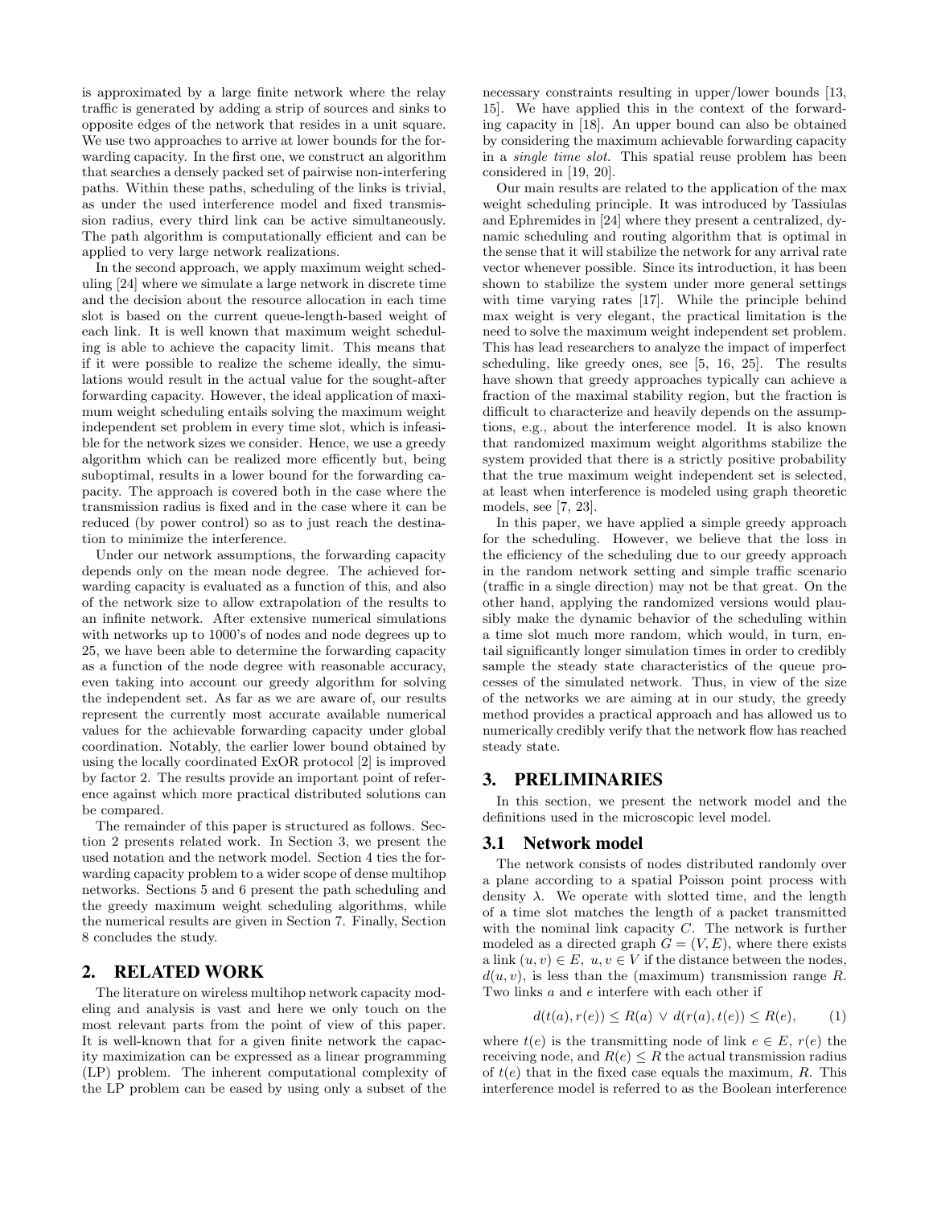is approximated by a large finite network where the relay traffic is generated by adding a strip of sources and sinks to opposite edges of the network that resides in a unit square. We use two approaches to arrive at lower bounds for the forwarding capacity. In the first one, we construct an algorithm that searches a densely packed set of pairwise non-interfering paths. Within these paths, scheduling of the links is trivial, as under the used interference model and fixed transmission radius, every third link can be active simultaneously. The path algorithm is computationally efficient and can be applied to very large network realizations.

In the second approach, we apply maximum weight scheduling [24] where we simulate a large network in discrete time and the decision about the resource allocation in each time slot is based on the current queue-length-based weight of each link. It is well known that maximum weight scheduling is able to achieve the capacity limit. This means that if it were possible to realize the scheme ideally, the simulations would result in the actual value for the sought-after forwarding capacity. However, the ideal application of maximum weight scheduling entails solving the maximum weight independent set problem in every time slot, which is infeasible for the network sizes we consider. Hence, we use a greedy algorithm which can be realized more efficently but, being suboptimal, results in a lower bound for the forwarding capacity. The approach is covered both in the case where the transmission radius is fixed and in the case where it can be reduced (by power control) so as to just reach the destination to minimize the interference.

Under our network assumptions, the forwarding capacity depends only on the mean node degree. The achieved forwarding capacity is evaluated as a function of this, and also of the network size to allow extrapolation of the results to an infinite network. After extensive numerical simulations with networks up to 1000's of nodes and node degrees up to 25, we have been able to determine the forwarding capacity as a function of the node degree with reasonable accuracy, even taking into account our greedy algorithm for solving the independent set. As far as we are aware of, our results represent the currently most accurate available numerical values for the achievable forwarding capacity under global coordination. Notably, the earlier lower bound obtained by using the locally coordinated ExOR protocol [2] is improved by factor 2. The results provide an important point of reference against which more practical distributed solutions can be compared.

The remainder of this paper is structured as follows. Section 2 presents related work. In Section 3, we present the used notation and the network model. Section 4 ties the forwarding capacity problem to a wider scope of dense multihop networks. Sections 5 and 6 present the path scheduling and the greedy maximum weight scheduling algorithms, while the numerical results are given in Section 7. Finally, Section 8 concludes the study.

## 2. RELATED WORK

The literature on wireless multihop network capacity modeling and analysis is vast and here we only touch on the most relevant parts from the point of view of this paper. It is well-known that for a given finite network the capacity maximization can be expressed as a linear programming (LP) problem. The inherent computational complexity of the LP problem can be eased by using only a subset of the necessary constraints resulting in upper/lower bounds [13, 15]. We have applied this in the context of the forwarding capacity in [18]. An upper bound can also be obtained by considering the maximum achievable forwarding capacity in a *single time slot*. This spatial reuse problem has been considered in [19, 20].

Our main results are related to the application of the max weight scheduling principle. It was introduced by Tassiulas and Ephremides in [24] where they present a centralized, dynamic scheduling and routing algorithm that is optimal in the sense that it will stabilize the network for any arrival rate vector whenever possible. Since its introduction, it has been shown to stabilize the system under more general settings with time varying rates [17]. While the principle behind max weight is very elegant, the practical limitation is the need to solve the maximum weight independent set problem. This has lead researchers to analyze the impact of imperfect scheduling, like greedy ones, see [5, 16, 25]. The results have shown that greedy approaches typically can achieve a fraction of the maximal stability region, but the fraction is difficult to characterize and heavily depends on the assumptions, e.g., about the interference model. It is also known that randomized maximum weight algorithms stabilize the system provided that there is a strictly positive probability that the true maximum weight independent set is selected, at least when interference is modeled using graph theoretic models, see [7, 23].

In this paper, we have applied a simple greedy approach for the scheduling. However, we believe that the loss in the efficiency of the scheduling due to our greedy approach in the random network setting and simple traffic scenario (traffic in a single direction) may not be that great. On the other hand, applying the randomized versions would plausibly make the dynamic behavior of the scheduling within a time slot much more random, which would, in turn, entail significantly longer simulation times in order to credibly sample the steady state characteristics of the queue processes of the simulated network. Thus, in view of the size of the networks we are aiming at in our study, the greedy method provides a practical approach and has allowed us to numerically credibly verify that the network flow has reached steady state.

## 3. PRELIMINARIES

In this section, we present the network model and the definitions used in the microscopic level model.

### 3.1 Network model

The network consists of nodes distributed randomly over a plane according to a spatial Poisson point process with density $\lambda$. We operate with slotted time, and the length of a time slot matches the length of a packet transmitted with the nominal link capacity $C$. The network is further modeled as a directed graph $G = (V, E)$, where there exists a link $(u, v) \in E$, $u, v \in V$ if the distance between the nodes, $d(u, v)$, is less than the (maximum) transmission range $R$. Two links $a$ and $e$ interfere with each other if

$$d(t(a), r(e)) \leq R(a) \vee d(r(a), t(e)) \leq R(e), \qquad (1)$$

where $t(e)$ is the transmitting node of link $e \in E$, $r(e)$ the receiving node, and $R(e) \leq R$ the actual transmission radius of $t(e)$ that in the fixed case equals the maximum, $R$. This interference model is referred to as the Boolean interference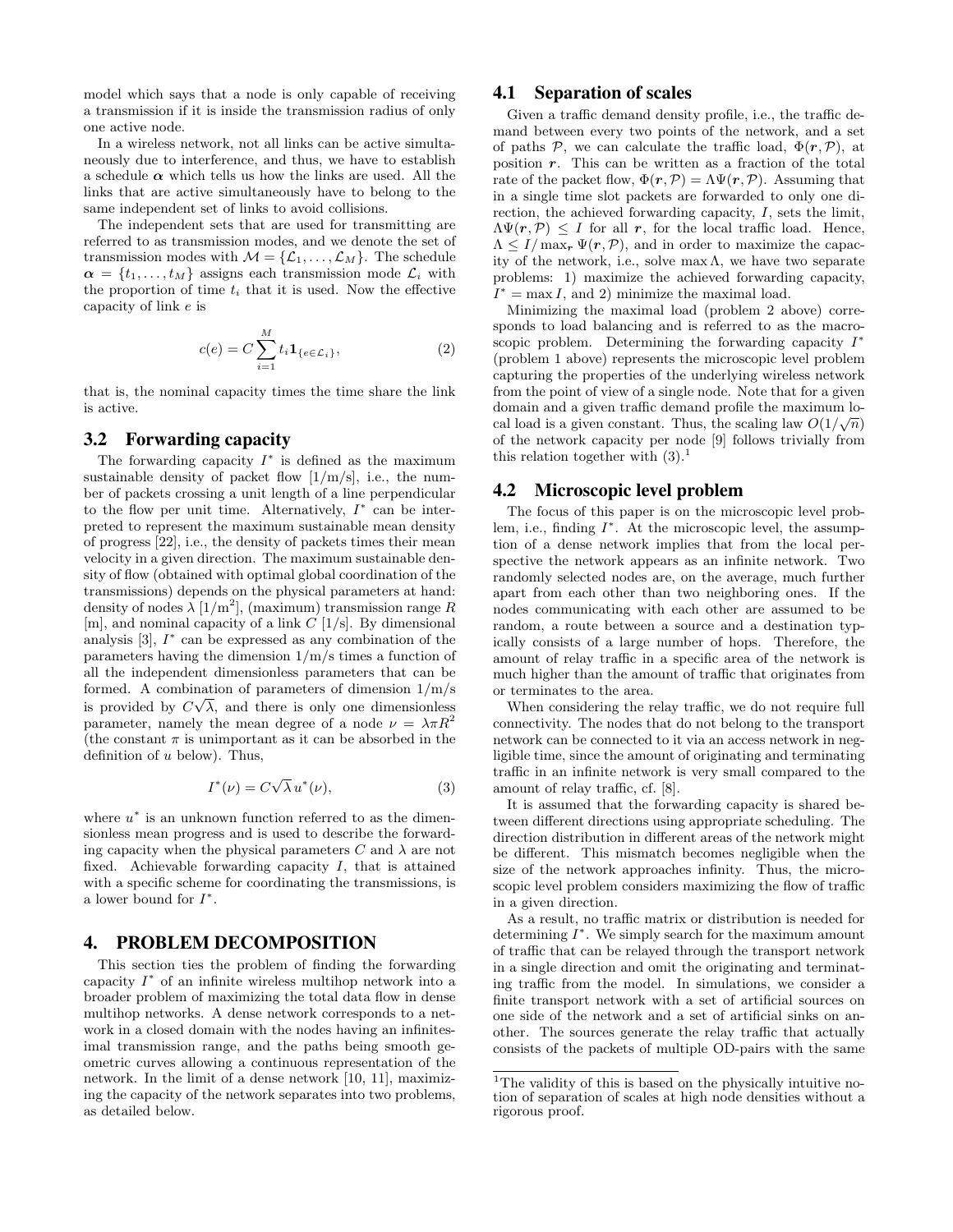model which says that a node is only capable of receiving a transmission if it is inside the transmission radius of only one active node.

In a wireless network, not all links can be active simultaneously due to interference, and thus, we have to establish a schedule $\boldsymbol{\alpha}$ which tells us how the links are used. All the links that are active simultaneously have to belong to the same independent set of links to avoid collisions.

The independent sets that are used for transmitting are referred to as transmission modes, and we denote the set of transmission modes with $\mathcal{M} = \{\mathcal{L}_1, \ldots, \mathcal{L}_M\}$. The schedule $\boldsymbol{\alpha} = \{t_1, \ldots, t_M\}$ assigns each transmission mode $\mathcal{L}_i$ with the proportion of time $t_i$ that it is used. Now the effective capacity of link $e$ is

$$c(e) = C \sum_{i=1}^{M} t_i \mathbf{1}_{\{e \in \mathcal{L}_i\}}, \tag{2}$$

that is, the nominal capacity times the time share the link is active.

## 3.2 Forwarding capacity

The forwarding capacity $I^*$ is defined as the maximum sustainable density of packet flow [1/m/s], i.e., the number of packets crossing a unit length of a line perpendicular to the flow per unit time. Alternatively, $I^*$ can be interpreted to represent the maximum sustainable mean density of progress [22], i.e., the density of packets times their mean velocity in a given direction. The maximum sustainable density of flow (obtained with optimal global coordination of the transmissions) depends on the physical parameters at hand: density of nodes $\lambda$ [1/m$^2$], (maximum) transmission range $R$ [m], and nominal capacity of a link $C$ [1/s]. By dimensional analysis [3], $I^*$ can be expressed as any combination of the parameters having the dimension 1/m/s times a function of all the independent dimensionless parameters that can be formed. A combination of parameters of dimension 1/m/s is provided by $C\sqrt{\lambda}$, and there is only one dimensionless parameter, namely the mean degree of a node $\nu = \lambda\pi R^2$ (the constant $\pi$ is unimportant as it can be absorbed in the definition of $u$ below). Thus,

$$I^*(\nu) = C\sqrt{\lambda}\, u^*(\nu), \tag{3}$$

where $u^*$ is an unknown function referred to as the dimensionless mean progress and is used to describe the forwarding capacity when the physical parameters $C$ and $\lambda$ are not fixed. Achievable forwarding capacity $I$, that is attained with a specific scheme for coordinating the transmissions, is a lower bound for $I^*$.

# 4. PROBLEM DECOMPOSITION

This section ties the problem of finding the forwarding capacity $I^*$ of an infinite wireless multihop network into a broader problem of maximizing the total data flow in dense multihop networks. A dense network corresponds to a network in a closed domain with the nodes having an infinitesimal transmission range, and the paths being smooth geometric curves allowing a continuous representation of the network. In the limit of a dense network [10, 11], maximizing the capacity of the network separates into two problems, as detailed below.

## 4.1 Separation of scales

Given a traffic demand density profile, i.e., the traffic demand between every two points of the network, and a set of paths $\mathcal{P}$, we can calculate the traffic load, $\Phi(\boldsymbol{r}, \mathcal{P})$, at position $\boldsymbol{r}$. This can be written as a fraction of the total rate of the packet flow, $\Phi(\boldsymbol{r}, \mathcal{P}) = \Lambda\Psi(\boldsymbol{r}, \mathcal{P})$. Assuming that in a single time slot packets are forwarded to only one direction, the achieved forwarding capacity, $I$, sets the limit, $\Lambda\Psi(\boldsymbol{r}, \mathcal{P}) \le I$ for all $\boldsymbol{r}$, for the local traffic load. Hence, $\Lambda \le I/\max_{\boldsymbol{r}} \Psi(\boldsymbol{r}, \mathcal{P})$, and in order to maximize the capacity of the network, i.e., solve $\max \Lambda$, we have two separate problems: 1) maximize the achieved forwarding capacity, $I^* = \max I$, and 2) minimize the maximal load.

Minimizing the maximal load (problem 2 above) corresponds to load balancing and is referred to as the macroscopic problem. Determining the forwarding capacity $I^*$ (problem 1 above) represents the microscopic level problem capturing the properties of the underlying wireless network from the point of view of a single node. Note that for a given domain and a given traffic demand profile the maximum local load is a given constant. Thus, the scaling law $O(1/\sqrt{n})$ of the network capacity per node [9] follows trivially from this relation together with (3).[1]

## 4.2 Microscopic level problem

The focus of this paper is on the microscopic level problem, i.e., finding $I^*$. At the microscopic level, the assumption of a dense network implies that from the local perspective the network appears as an infinite network. Two randomly selected nodes are, on the average, much further apart from each other than two neighboring ones. If the nodes communicating with each other are assumed to be random, a route between a source and a destination typically consists of a large number of hops. Therefore, the amount of relay traffic in a specific area of the network is much higher than the amount of traffic that originates from or terminates to the area.

When considering the relay traffic, we do not require full connectivity. The nodes that do not belong to the transport network can be connected to it via an access network in negligible time, since the amount of originating and terminating traffic in an infinite network is very small compared to the amount of relay traffic, cf. [8].

It is assumed that the forwarding capacity is shared between different directions using appropriate scheduling. The direction distribution in different areas of the network might be different. This mismatch becomes negligible when the size of the network approaches infinity. Thus, the microscopic level problem considers maximizing the flow of traffic in a given direction.

As a result, no traffic matrix or distribution is needed for determining $I^*$. We simply search for the maximum amount of traffic that can be relayed through the transport network in a single direction and omit the originating and terminating traffic from the model. In simulations, we consider a finite transport network with a set of artificial sources on one side of the network and a set of artificial sinks on another. The sources generate the relay traffic that actually consists of the packets of multiple OD-pairs with the same

---

[1] The validity of this is based on the physically intuitive notion of separation of scales at high node densities without a rigorous proof.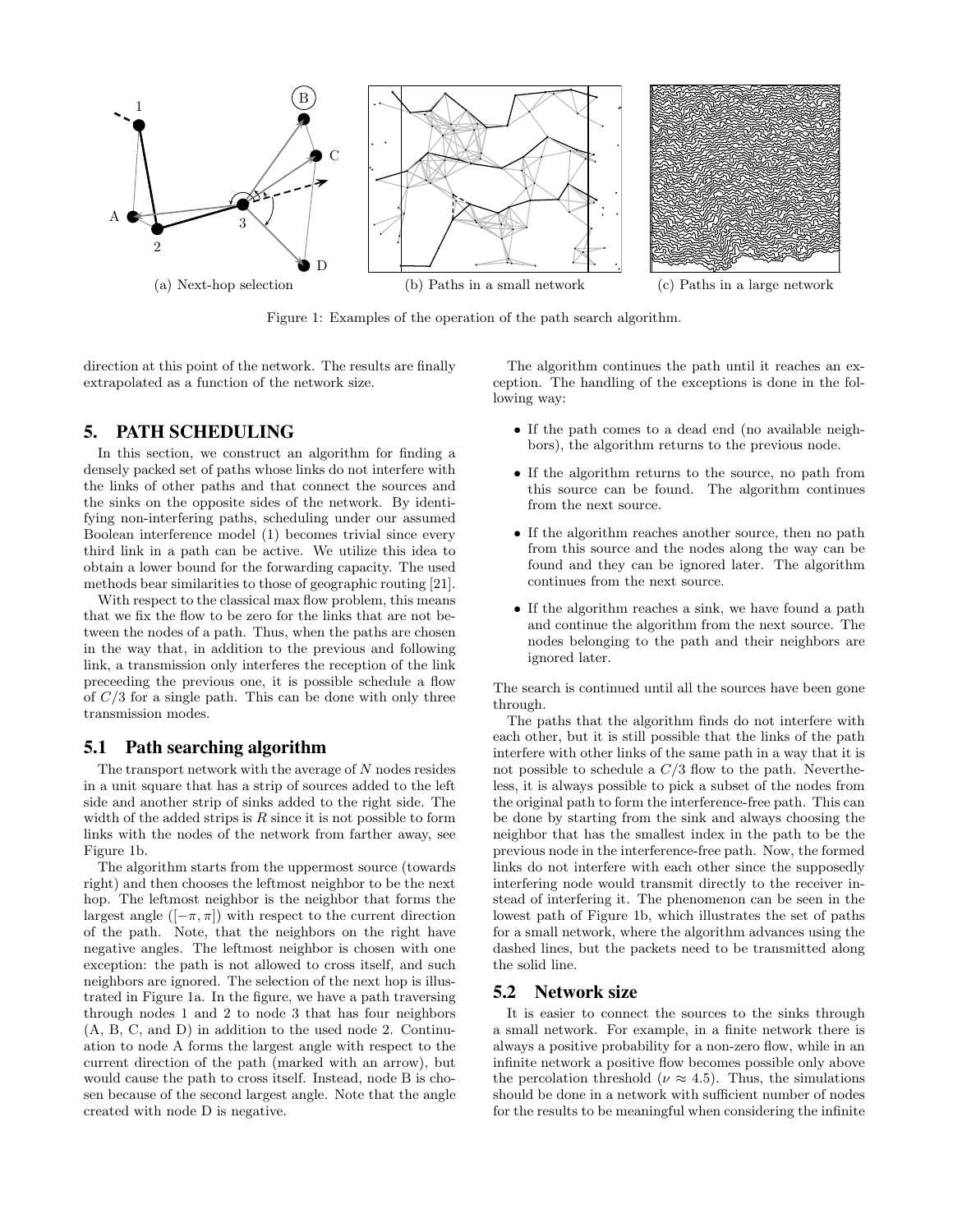(a) Next-hop selection

(b) Paths in a small network

(c) Paths in a large network

Figure 1: Examples of the operation of the path search algorithm.

direction at this point of the network. The results are finally extrapolated as a function of the network size.

## 5. PATH SCHEDULING

In this section, we construct an algorithm for finding a densely packed set of paths whose links do not interfere with the links of other paths and that connect the sources and the sinks on the opposite sides of the network. By identifying non-interfering paths, scheduling under our assumed Boolean interference model (1) becomes trivial since every third link in a path can be active. We utilize this idea to obtain a lower bound for the forwarding capacity. The used methods bear similarities to those of geographic routing [21].

With respect to the classical max flow problem, this means that we fix the flow to be zero for the links that are not between the nodes of a path. Thus, when the paths are chosen in the way that, in addition to the previous and following link, a transmission only interferes the reception of the link preceeding the previous one, it is possible schedule a flow of $C/3$ for a single path. This can be done with only three transmission modes.

### 5.1 Path searching algorithm

The transport network with the average of $N$ nodes resides in a unit square that has a strip of sources added to the left side and another strip of sinks added to the right side. The width of the added strips is $R$ since it is not possible to form links with the nodes of the network from farther away, see Figure 1b.

The algorithm starts from the uppermost source (towards right) and then chooses the leftmost neighbor to be the next hop. The leftmost neighbor is the neighbor that forms the largest angle ($[-\pi, \pi]$) with respect to the current direction of the path. Note, that the neighbors on the right have negative angles. The leftmost neighbor is chosen with one exception: the path is not allowed to cross itself, and such neighbors are ignored. The selection of the next hop is illustrated in Figure 1a. In the figure, we have a path traversing through nodes 1 and 2 to node 3 that has four neighbors (A, B, C, and D) in addition to the used node 2. Continuation to node A forms the largest angle with respect to the current direction of the path (marked with an arrow), but would cause the path to cross itself. Instead, node B is chosen because of the second largest angle. Note that the angle created with node D is negative.

The algorithm continues the path until it reaches an exception. The handling of the exceptions is done in the following way:

- If the path comes to a dead end (no available neighbors), the algorithm returns to the previous node.
- If the algorithm returns to the source, no path from this source can be found. The algorithm continues from the next source.
- If the algorithm reaches another source, then no path from this source and the nodes along the way can be found and they can be ignored later. The algorithm continues from the next source.
- If the algorithm reaches a sink, we have found a path and continue the algorithm from the next source. The nodes belonging to the path and their neighbors are ignored later.

The search is continued until all the sources have been gone through.

The paths that the algorithm finds do not interfere with each other, but it is still possible that the links of the path interfere with other links of the same path in a way that it is not possible to schedule a $C/3$ flow to the path. Nevertheless, it is always possible to pick a subset of the nodes from the original path to form the interference-free path. This can be done by starting from the sink and always choosing the neighbor that has the smallest index in the path to be the previous node in the interference-free path. Now, the formed links do not interfere with each other since the supposedly interfering node would transmit directly to the receiver instead of interfering it. The phenomenon can be seen in the lowest path of Figure 1b, which illustrates the set of paths for a small network, where the algorithm advances using the dashed lines, but the packets need to be transmitted along the solid line.

### 5.2 Network size

It is easier to connect the sources to the sinks through a small network. For example, in a finite network there is always a positive probability for a non-zero flow, while in an infinite network a positive flow becomes possible only above the percolation threshold ($\nu \approx 4.5$). Thus, the simulations should be done in a network with sufficient number of nodes for the results to be meaningful when considering the infinite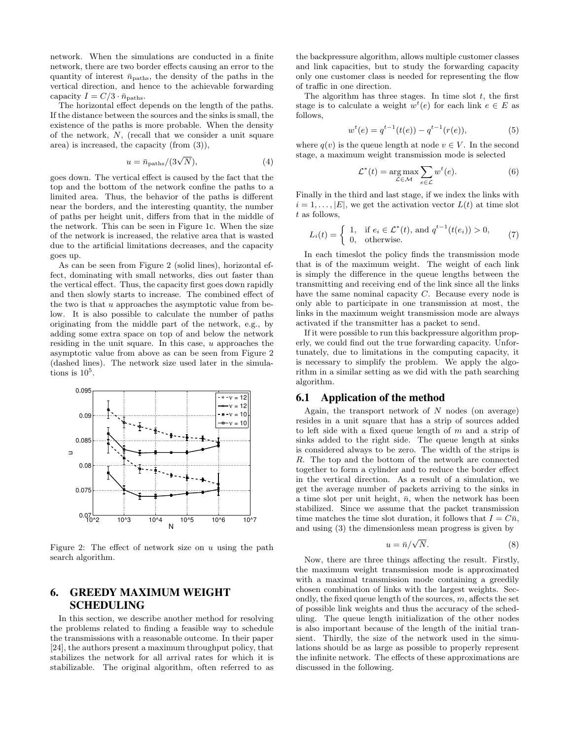network. When the simulations are conducted in a finite network, there are two border effects causing an error to the quantity of interest $\bar{n}_{\text{paths}}$, the density of the paths in the vertical direction, and hence to the achievable forwarding capacity $I = C/3 \cdot \bar{n}_{\text{paths}}$.

The horizontal effect depends on the length of the paths. If the distance between the sources and the sinks is small, the existence of the paths is more probable. When the density of the network, $N$, (recall that we consider a unit square area) is increased, the capacity (from (3)),

$$u = \bar{n}_{\text{paths}}/(3\sqrt{N}), \tag{4}$$

goes down. The vertical effect is caused by the fact that the top and the bottom of the network confine the paths to a limited area. Thus, the behavior of the paths is different near the borders, and the interesting quantity, the number of paths per height unit, differs from that in the middle of the network. This can be seen in Figure 1c. When the size of the network is increased, the relative area that is wasted due to the artificial limitations decreases, and the capacity goes up.

As can be seen from Figure 2 (solid lines), horizontal effect, dominating with small networks, dies out faster than the vertical effect. Thus, the capacity first goes down rapidly and then slowly starts to increase. The combined effect of the two is that $u$ approaches the asymptotic value from below. It is also possible to calculate the number of paths originating from the middle part of the network, e.g., by adding some extra space on top of and below the network residing in the unit square. In this case, $u$ approaches the asymptotic value from above as can be seen from Figure 2 (dashed lines). The network size used later in the simulations is $10^5$.

Figure 2: The effect of network size on $u$ using the path search algorithm.

## 6. GREEDY MAXIMUM WEIGHT SCHEDULING

In this section, we describe another method for resolving the problems related to finding a feasible way to schedule the transmissions with a reasonable outcome. In their paper [24], the authors present a maximum throughput policy, that stabilizes the network for all arrival rates for which it is stabilizable. The original algorithm, often referred to as the backpressure algorithm, allows multiple customer classes and link capacities, but to study the forwarding capacity only one customer class is needed for representing the flow of traffic in one direction.

The algorithm has three stages. In time slot $t$, the first stage is to calculate a weight $w^t(e)$ for each link $e \in E$ as follows,

$$w^t(e) = q^{t-1}(t(e)) - q^{t-1}(r(e)), \tag{5}$$

where $q(v)$ is the queue length at node $v \in V$. In the second stage, a maximum weight transmission mode is selected

$$\mathcal{L}^*(t) = \underset{\mathcal{L} \in \mathcal{M}}{\arg\max} \sum_{e \in \mathcal{L}} w^t(e). \tag{6}$$

Finally in the third and last stage, if we index the links with $i = 1, \ldots, |E|$, we get the activation vector $L(t)$ at time slot $t$ as follows,

$$L_i(t) = \begin{cases} 1, & \text{if } e_i \in \mathcal{L}^*(t), \text{ and } q^{t-1}(t(e_i)) > 0, \\ 0, & \text{otherwise.} \end{cases} \tag{7}$$

In each timeslot the policy finds the transmission mode that is of the maximum weight. The weight of each link is simply the difference in the queue lengths between the transmitting and receiving end of the link since all the links have the same nominal capacity $C$. Because every node is only able to participate in one transmission at most, the links in the maximum weight transmission mode are always activated if the transmitter has a packet to send.

If it were possible to run this backpressure algorithm properly, we could find out the true forwarding capacity. Unfortunately, due to limitations in the computing capacity, it is necessary to simplify the problem. We apply the algorithm in a similar setting as we did with the path searching algorithm.

### 6.1 Application of the method

Again, the transport network of $N$ nodes (on average) resides in a unit square that has a strip of sources added to left side with a fixed queue length of $m$ and a strip of sinks added to the right side. The queue length at sinks is considered always to be zero. The width of the strips is $R$. The top and the bottom of the network are connected together to form a cylinder and to reduce the border effect in the vertical direction. As a result of a simulation, we get the average number of packets arriving to the sinks in a time slot per unit height, $\bar{n}$, when the network has been stabilized. Since we assume that the packet transmission time matches the time slot duration, it follows that $I = C\bar{n}$, and using (3) the dimensionless mean progress is given by

$$u = \bar{n}/\sqrt{N}. \tag{8}$$

Now, there are three things affecting the result. Firstly, the maximum weight transmission mode is approximated with a maximal transmission mode containing a greedily chosen combination of links with the largest weights. Secondly, the fixed queue length of the sources, $m$, affects the set of possible link weights and thus the accuracy of the scheduling. The queue length initialization of the other nodes is also important because of the length of the initial transient. Thirdly, the size of the network used in the simulations should be as large as possible to properly represent the infinite network. The effects of these approximations are discussed in the following.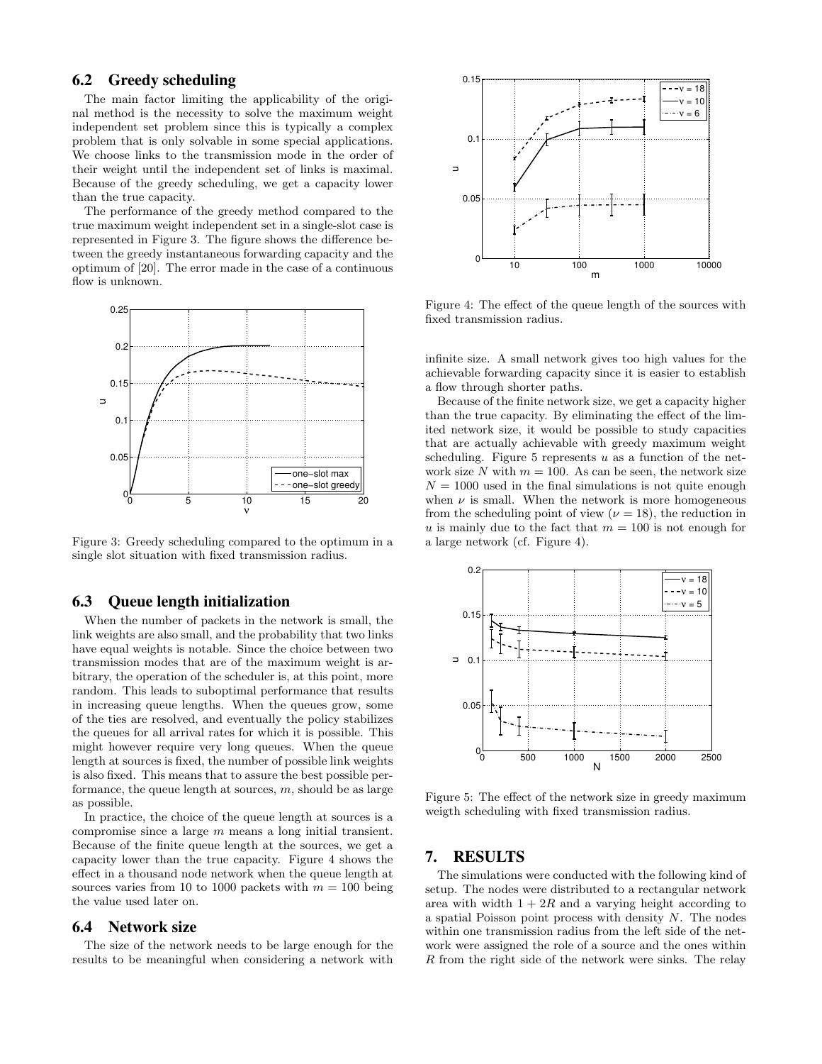## 6.2 Greedy scheduling

The main factor limiting the applicability of the original method is the necessity to solve the maximum weight independent set problem since this is typically a complex problem that is only solvable in some special applications. We choose links to the transmission mode in the order of their weight until the independent set of links is maximal. Because of the greedy scheduling, we get a capacity lower than the true capacity.

The performance of the greedy method compared to the true maximum weight independent set in a single-slot case is represented in Figure 3. The figure shows the difference between the greedy instantaneous forwarding capacity and the optimum of [20]. The error made in the case of a continuous flow is unknown.

Figure 3: Greedy scheduling compared to the optimum in a single slot situation with fixed transmission radius.

## 6.3 Queue length initialization

When the number of packets in the network is small, the link weights are also small, and the probability that two links have equal weights is notable. Since the choice between two transmission modes that are of the maximum weight is arbitrary, the operation of the scheduler is, at this point, more random. This leads to suboptimal performance that results in increasing queue lengths. When the queues grow, some of the ties are resolved, and eventually the policy stabilizes the queues for all arrival rates for which it is possible. This might however require very long queues. When the queue length at sources is fixed, the number of possible link weights is also fixed. This means that to assure the best possible performance, the queue length at sources, $m$, should be as large as possible.

In practice, the choice of the queue length at sources is a compromise since a large $m$ means a long initial transient. Because of the finite queue length at the sources, we get a capacity lower than the true capacity. Figure 4 shows the effect in a thousand node network when the queue length at sources varies from 10 to 1000 packets with $m = 100$ being the value used later on.

## 6.4 Network size

The size of the network needs to be large enough for the results to be meaningful when considering a network with infinite size. A small network gives too high values for the achievable forwarding capacity since it is easier to establish a flow through shorter paths.

Figure 4: The effect of the queue length of the sources with fixed transmission radius.

Because of the finite network size, we get a capacity higher than the true capacity. By eliminating the effect of the limited network size, it would be possible to study capacities that are actually achievable with greedy maximum weight scheduling. Figure 5 represents $u$ as a function of the network size $N$ with $m = 100$. As can be seen, the network size $N = 1000$ used in the final simulations is not quite enough when $\nu$ is small. When the network is more homogeneous from the scheduling point of view ($\nu = 18$), the reduction in $u$ is mainly due to the fact that $m = 100$ is not enough for a large network (cf. Figure 4).

Figure 5: The effect of the network size in greedy maximum weigth scheduling with fixed transmission radius.

# 7. RESULTS

The simulations were conducted with the following kind of setup. The nodes were distributed to a rectangular network area with width $1 + 2R$ and a varying height according to a spatial Poisson point process with density $N$. The nodes within one transmission radius from the left side of the network were assigned the role of a source and the ones within $R$ from the right side of the network were sinks. The relay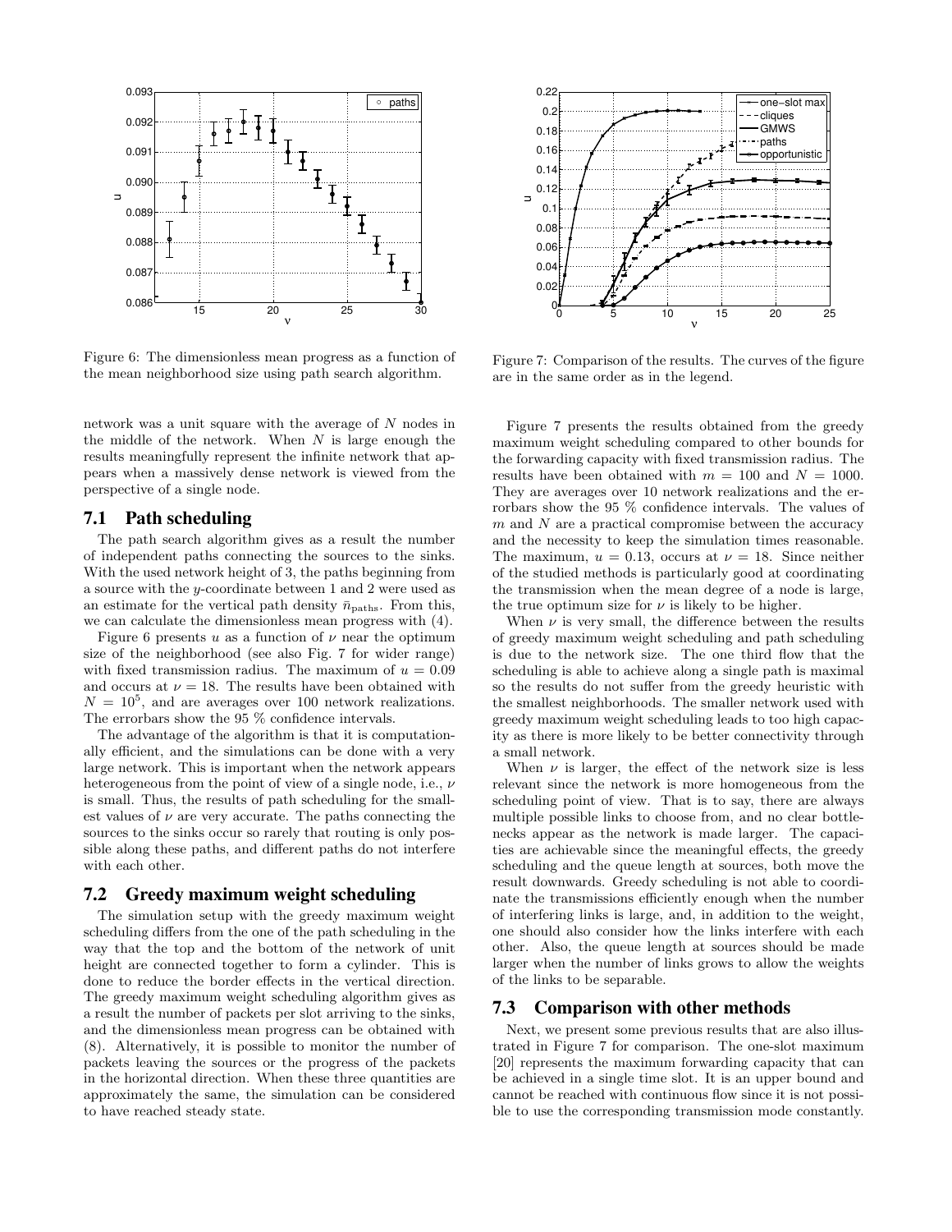Figure 6: The dimensionless mean progress as a function of the mean neighborhood size using path search algorithm.

Figure 7: Comparison of the results. The curves of the figure are in the same order as in the legend.

network was a unit square with the average of $N$ nodes in the middle of the network. When $N$ is large enough the results meaningfully represent the infinite network that appears when a massively dense network is viewed from the perspective of a single node.

## 7.1 Path scheduling

The path search algorithm gives as a result the number of independent paths connecting the sources to the sinks. With the used network height of 3, the paths beginning from a source with the $y$-coordinate between 1 and 2 were used as an estimate for the vertical path density $\bar{n}_{\text{paths}}$. From this, we can calculate the dimensionless mean progress with (4).

Figure 6 presents $u$ as a function of $\nu$ near the optimum size of the neighborhood (see also Fig. 7 for wider range) with fixed transmission radius. The maximum of $u = 0.09$ and occurs at $\nu = 18$. The results have been obtained with $N = 10^5$, and are averages over 100 network realizations. The errorbars show the 95 % confidence intervals.

The advantage of the algorithm is that it is computationally efficient, and the simulations can be done with a very large network. This is important when the network appears heterogeneous from the point of view of a single node, i.e., $\nu$ is small. Thus, the results of path scheduling for the smallest values of $\nu$ are very accurate. The paths connecting the sources to the sinks occur so rarely that routing is only possible along these paths, and different paths do not interfere with each other.

## 7.2 Greedy maximum weight scheduling

The simulation setup with the greedy maximum weight scheduling differs from the one of the path scheduling in the way that the top and the bottom of the network of unit height are connected together to form a cylinder. This is done to reduce the border effects in the vertical direction. The greedy maximum weight scheduling algorithm gives as a result the number of packets per slot arriving to the sinks, and the dimensionless mean progress can be obtained with (8). Alternatively, it is possible to monitor the number of packets leaving the sources or the progress of the packets in the horizontal direction. When these three quantities are approximately the same, the simulation can be considered to have reached steady state.

Figure 7 presents the results obtained from the greedy maximum weight scheduling compared to other bounds for the forwarding capacity with fixed transmission radius. The results have been obtained with $m = 100$ and $N = 1000$. They are averages over 10 network realizations and the errorbars show the 95 % confidence intervals. The values of $m$ and $N$ are a practical compromise between the accuracy and the necessity to keep the simulation times reasonable. The maximum, $u = 0.13$, occurs at $\nu = 18$. Since neither of the studied methods is particularly good at coordinating the transmission when the mean degree of a node is large, the true optimum size for $\nu$ is likely to be higher.

When $\nu$ is very small, the difference between the results of greedy maximum weight scheduling and path scheduling is due to the network size. The one third flow that the scheduling is able to achieve along a single path is maximal so the results do not suffer from the greedy heuristic with the smallest neighborhoods. The smaller network used with greedy maximum weight scheduling leads to too high capacity as there is more likely to be better connectivity through a small network.

When $\nu$ is larger, the effect of the network size is less relevant since the network is more homogeneous from the scheduling point of view. That is to say, there are always multiple possible links to choose from, and no clear bottlenecks appear as the network is made larger. The capacities are achievable since the meaningful effects, the greedy scheduling and the queue length at sources, both move the result downwards. Greedy scheduling is not able to coordinate the transmissions efficiently enough when the number of interfering links is large, and, in addition to the weight, one should also consider how the links interfere with each other. Also, the queue length at sources should be made larger when the number of links grows to allow the weights of the links to be separable.

## 7.3 Comparison with other methods

Next, we present some previous results that are also illustrated in Figure 7 for comparison. The one-slot maximum [20] represents the maximum forwarding capacity that can be achieved in a single time slot. It is an upper bound and cannot be reached with continuous flow since it is not possible to use the corresponding transmission mode constantly.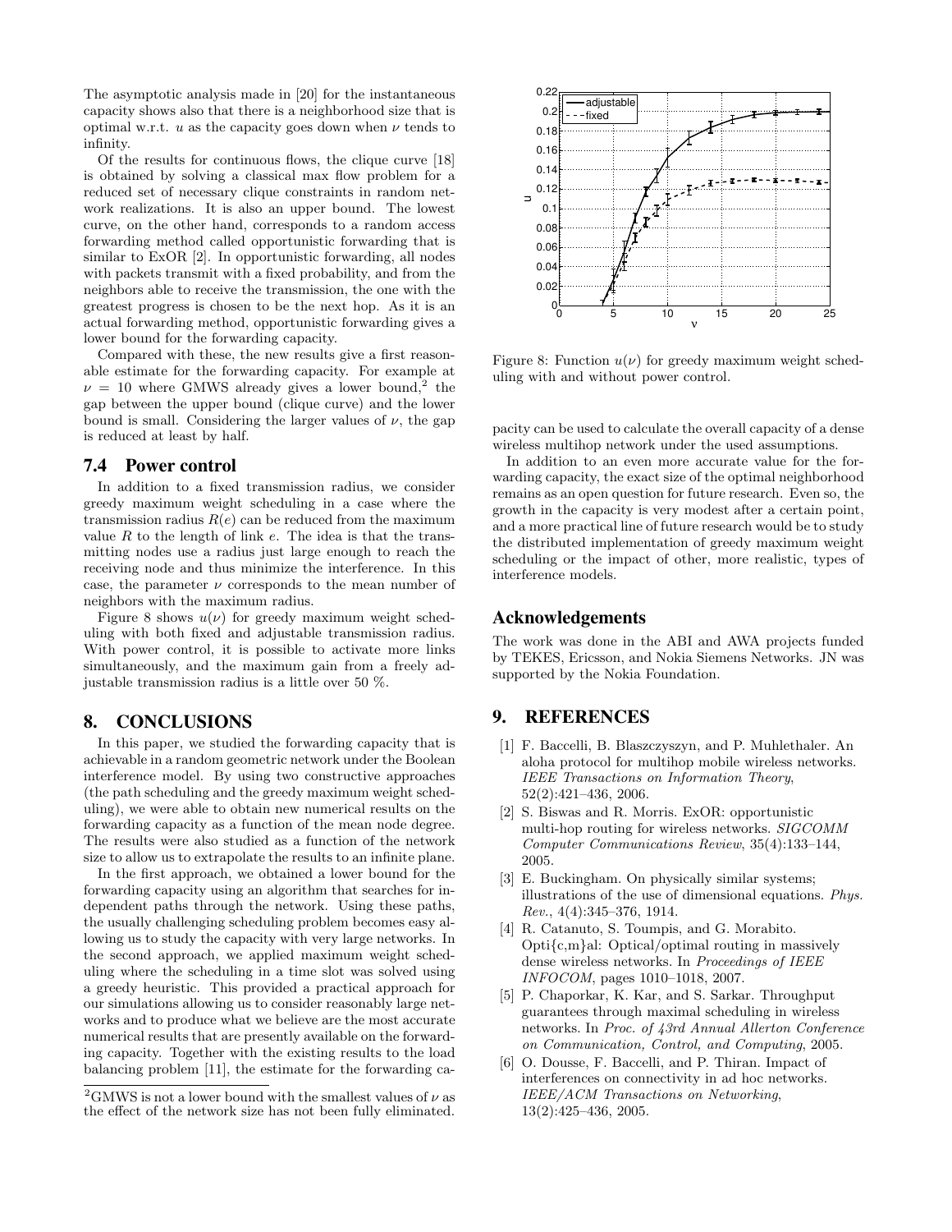The asymptotic analysis made in [20] for the instantaneous capacity shows also that there is a neighborhood size that is optimal w.r.t. $u$ as the capacity goes down when $\nu$ tends to infinity.

Of the results for continuous flows, the clique curve [18] is obtained by solving a classical max flow problem for a reduced set of necessary clique constraints in random network realizations. It is also an upper bound. The lowest curve, on the other hand, corresponds to a random access forwarding method called opportunistic forwarding that is similar to ExOR [2]. In opportunistic forwarding, all nodes with packets transmit with a fixed probability, and from the neighbors able to receive the transmission, the one with the greatest progress is chosen to be the next hop. As it is an actual forwarding method, opportunistic forwarding gives a lower bound for the forwarding capacity.

Compared with these, the new results give a first reasonable estimate for the forwarding capacity. For example at $\nu = 10$ where GMWS already gives a lower bound,[2] the gap between the upper bound (clique curve) and the lower bound is small. Considering the larger values of $\nu$, the gap is reduced at least by half.

### 7.4 Power control

In addition to a fixed transmission radius, we consider greedy maximum weight scheduling in a case where the transmission radius $R(e)$ can be reduced from the maximum value $R$ to the length of link $e$. The idea is that the transmitting nodes use a radius just large enough to reach the receiving node and thus minimize the interference. In this case, the parameter $\nu$ corresponds to the mean number of neighbors with the maximum radius.

Figure 8 shows $u(\nu)$ for greedy maximum weight scheduling with both fixed and adjustable transmission radius. With power control, it is possible to activate more links simultaneously, and the maximum gain from a freely adjustable transmission radius is a little over 50 %.

Figure 8: Function $u(\nu)$ for greedy maximum weight scheduling with and without power control.

pacity can be used to calculate the overall capacity of a dense wireless multihop network under the used assumptions.

In addition to an even more accurate value for the forwarding capacity, the exact size of the optimal neighborhood remains as an open question for future research. Even so, the growth in the capacity is very modest after a certain point, and a more practical line of future research would be to study the distributed implementation of greedy maximum weight scheduling or the impact of other, more realistic, types of interference models.

## 8. CONCLUSIONS

In this paper, we studied the forwarding capacity that is achievable in a random geometric network under the Boolean interference model. By using two constructive approaches (the path scheduling and the greedy maximum weight scheduling), we were able to obtain new numerical results on the forwarding capacity as a function of the mean node degree. The results were also studied as a function of the network size to allow us to extrapolate the results to an infinite plane.

In the first approach, we obtained a lower bound for the forwarding capacity using an algorithm that searches for independent paths through the network. Using these paths, the usually challenging scheduling problem becomes easy allowing us to study the capacity with very large networks. In the second approach, we applied maximum weight scheduling where the scheduling in a time slot was solved using a greedy heuristic. This provided a practical approach for our simulations allowing us to consider reasonably large networks and to produce what we believe are the most accurate numerical results that are presently available on the forwarding capacity. Together with the existing results to the load balancing problem [11], the estimate for the forwarding ca-

## Acknowledgements

The work was done in the ABI and AWA projects funded by TEKES, Ericsson, and Nokia Siemens Networks. JN was supported by the Nokia Foundation.

## 9. REFERENCES

[1] F. Baccelli, B. Blaszczyszyn, and P. Muhlethaler. An aloha protocol for multihop mobile wireless networks. *IEEE Transactions on Information Theory*, 52(2):421–436, 2006.

[2] S. Biswas and R. Morris. ExOR: opportunistic multi-hop routing for wireless networks. *SIGCOMM Computer Communications Review*, 35(4):133–144, 2005.

[3] E. Buckingham. On physically similar systems; illustrations of the use of dimensional equations. *Phys. Rev.*, 4(4):345–376, 1914.

[4] R. Catanuto, S. Toumpis, and G. Morabito. Opti{c,m}al: Optical/optimal routing in massively dense wireless networks. In *Proceedings of IEEE INFOCOM*, pages 1010–1018, 2007.

[5] P. Chaporkar, K. Kar, and S. Sarkar. Throughput guarantees through maximal scheduling in wireless networks. In *Proc. of 43rd Annual Allerton Conference on Communication, Control, and Computing*, 2005.

[6] O. Dousse, F. Baccelli, and P. Thiran. Impact of interferences on connectivity in ad hoc networks. *IEEE/ACM Transactions on Networking*, 13(2):425–436, 2005.

[2] GMWS is not a lower bound with the smallest values of $\nu$ as the effect of the network size has not been fully eliminated.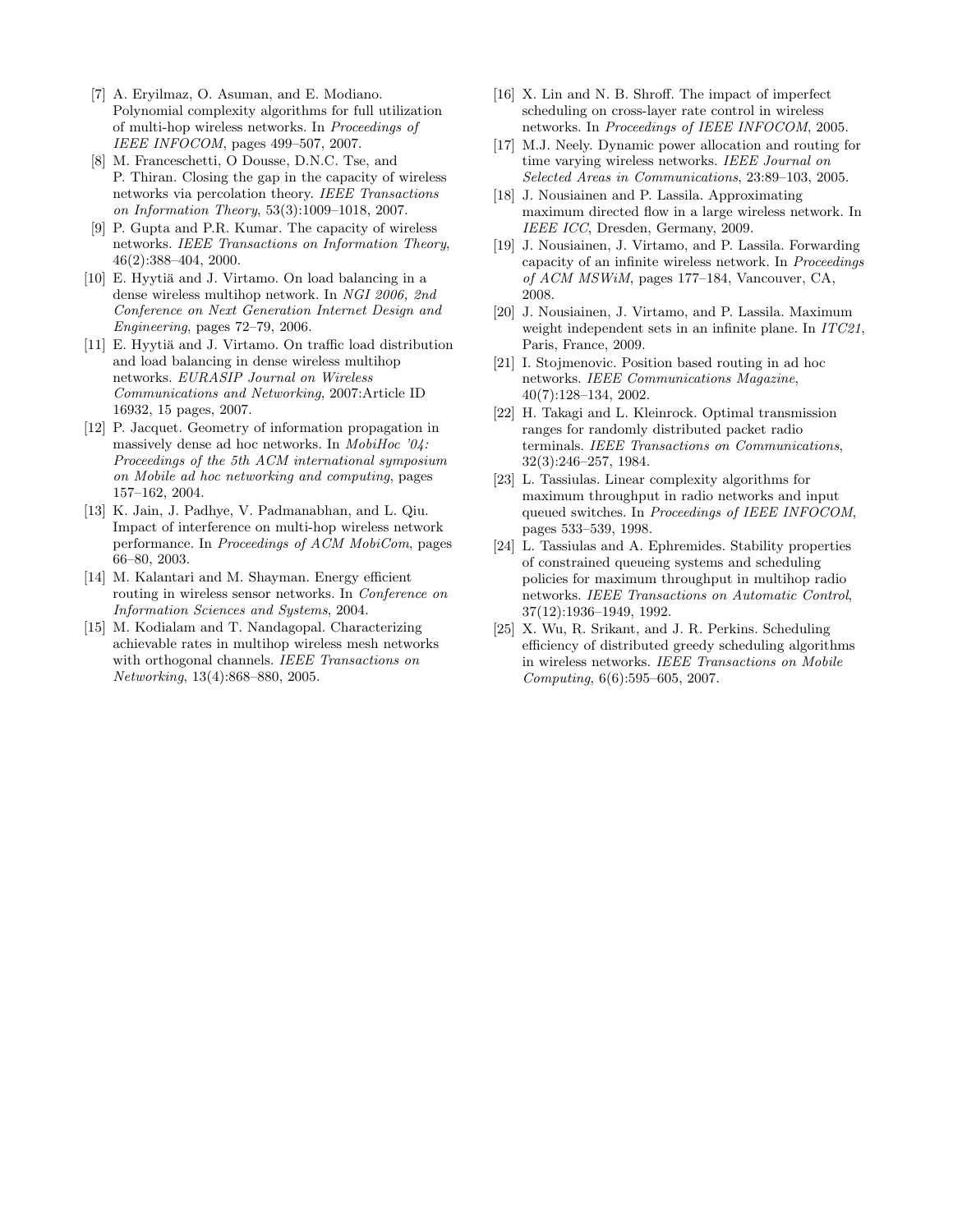[7] A. Eryilmaz, O. Asuman, and E. Modiano. Polynomial complexity algorithms for full utilization of multi-hop wireless networks. In *Proceedings of IEEE INFOCOM*, pages 499–507, 2007.

[8] M. Franceschetti, O Dousse, D.N.C. Tse, and P. Thiran. Closing the gap in the capacity of wireless networks via percolation theory. *IEEE Transactions on Information Theory*, 53(3):1009–1018, 2007.

[9] P. Gupta and P.R. Kumar. The capacity of wireless networks. *IEEE Transactions on Information Theory*, 46(2):388–404, 2000.

[10] E. Hyytiä and J. Virtamo. On load balancing in a dense wireless multihop network. In *NGI 2006, 2nd Conference on Next Generation Internet Design and Engineering*, pages 72–79, 2006.

[11] E. Hyytiä and J. Virtamo. On traffic load distribution and load balancing in dense wireless multihop networks. *EURASIP Journal on Wireless Communications and Networking*, 2007:Article ID 16932, 15 pages, 2007.

[12] P. Jacquet. Geometry of information propagation in massively dense ad hoc networks. In *MobiHoc '04: Proceedings of the 5th ACM international symposium on Mobile ad hoc networking and computing*, pages 157–162, 2004.

[13] K. Jain, J. Padhye, V. Padmanabhan, and L. Qiu. Impact of interference on multi-hop wireless network performance. In *Proceedings of ACM MobiCom*, pages 66–80, 2003.

[14] M. Kalantari and M. Shayman. Energy efficient routing in wireless sensor networks. In *Conference on Information Sciences and Systems*, 2004.

[15] M. Kodialam and T. Nandagopal. Characterizing achievable rates in multihop wireless mesh networks with orthogonal channels. *IEEE Transactions on Networking*, 13(4):868–880, 2005.

[16] X. Lin and N. B. Shroff. The impact of imperfect scheduling on cross-layer rate control in wireless networks. In *Proceedings of IEEE INFOCOM*, 2005.

[17] M.J. Neely. Dynamic power allocation and routing for time varying wireless networks. *IEEE Journal on Selected Areas in Communications*, 23:89–103, 2005.

[18] J. Nousiainen and P. Lassila. Approximating maximum directed flow in a large wireless network. In *IEEE ICC*, Dresden, Germany, 2009.

[19] J. Nousiainen, J. Virtamo, and P. Lassila. Forwarding capacity of an infinite wireless network. In *Proceedings of ACM MSWiM*, pages 177–184, Vancouver, CA, 2008.

[20] J. Nousiainen, J. Virtamo, and P. Lassila. Maximum weight independent sets in an infinite plane. In *ITC21*, Paris, France, 2009.

[21] I. Stojmenovic. Position based routing in ad hoc networks. *IEEE Communications Magazine*, 40(7):128–134, 2002.

[22] H. Takagi and L. Kleinrock. Optimal transmission ranges for randomly distributed packet radio terminals. *IEEE Transactions on Communications*, 32(3):246–257, 1984.

[23] L. Tassiulas. Linear complexity algorithms for maximum throughput in radio networks and input queued switches. In *Proceedings of IEEE INFOCOM*, pages 533–539, 1998.

[24] L. Tassiulas and A. Ephremides. Stability properties of constrained queueing systems and scheduling policies for maximum throughput in multihop radio networks. *IEEE Transactions on Automatic Control*, 37(12):1936–1949, 1992.

[25] X. Wu, R. Srikant, and J. R. Perkins. Scheduling efficiency of distributed greedy scheduling algorithms in wireless networks. *IEEE Transactions on Mobile Computing*, 6(6):595–605, 2007.